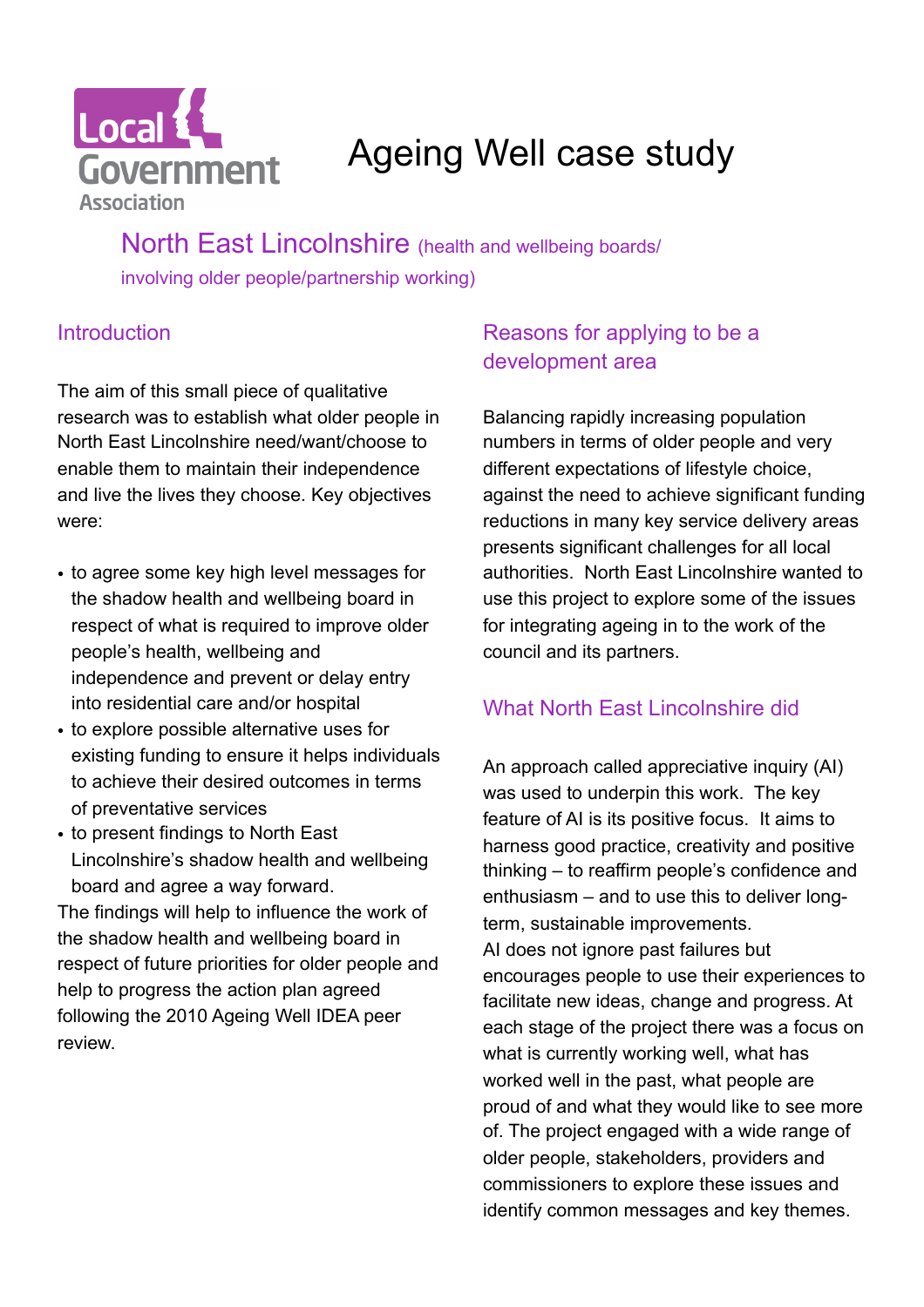Local Government Association

# Ageing Well case study

## North East Lincolnshire (health and wellbeing boards/ involving older people/partnership working)

### Introduction

The aim of this small piece of qualitative research was to establish what older people in North East Lincolnshire need/want/choose to enable them to maintain their independence and live the lives they choose. Key objectives were:

- to agree some key high level messages for the shadow health and wellbeing board in respect of what is required to improve older people's health, wellbeing and independence and prevent or delay entry into residential care and/or hospital
- to explore possible alternative uses for existing funding to ensure it helps individuals to achieve their desired outcomes in terms of preventative services
- to present findings to North East Lincolnshire's shadow health and wellbeing board and agree a way forward.

The findings will help to influence the work of the shadow health and wellbeing board in respect of future priorities for older people and help to progress the action plan agreed following the 2010 Ageing Well IDEA peer review.

### Reasons for applying to be a development area

Balancing rapidly increasing population numbers in terms of older people and very different expectations of lifestyle choice, against the need to achieve significant funding reductions in many key service delivery areas presents significant challenges for all local authorities. North East Lincolnshire wanted to use this project to explore some of the issues for integrating ageing in to the work of the council and its partners.

### What North East Lincolnshire did

An approach called appreciative inquiry (AI) was used to underpin this work. The key feature of AI is its positive focus. It aims to harness good practice, creativity and positive thinking – to reaffirm people's confidence and enthusiasm – and to use this to deliver long-term, sustainable improvements.

AI does not ignore past failures but encourages people to use their experiences to facilitate new ideas, change and progress. At each stage of the project there was a focus on what is currently working well, what has worked well in the past, what people are proud of and what they would like to see more of. The project engaged with a wide range of older people, stakeholders, providers and commissioners to explore these issues and identify common messages and key themes.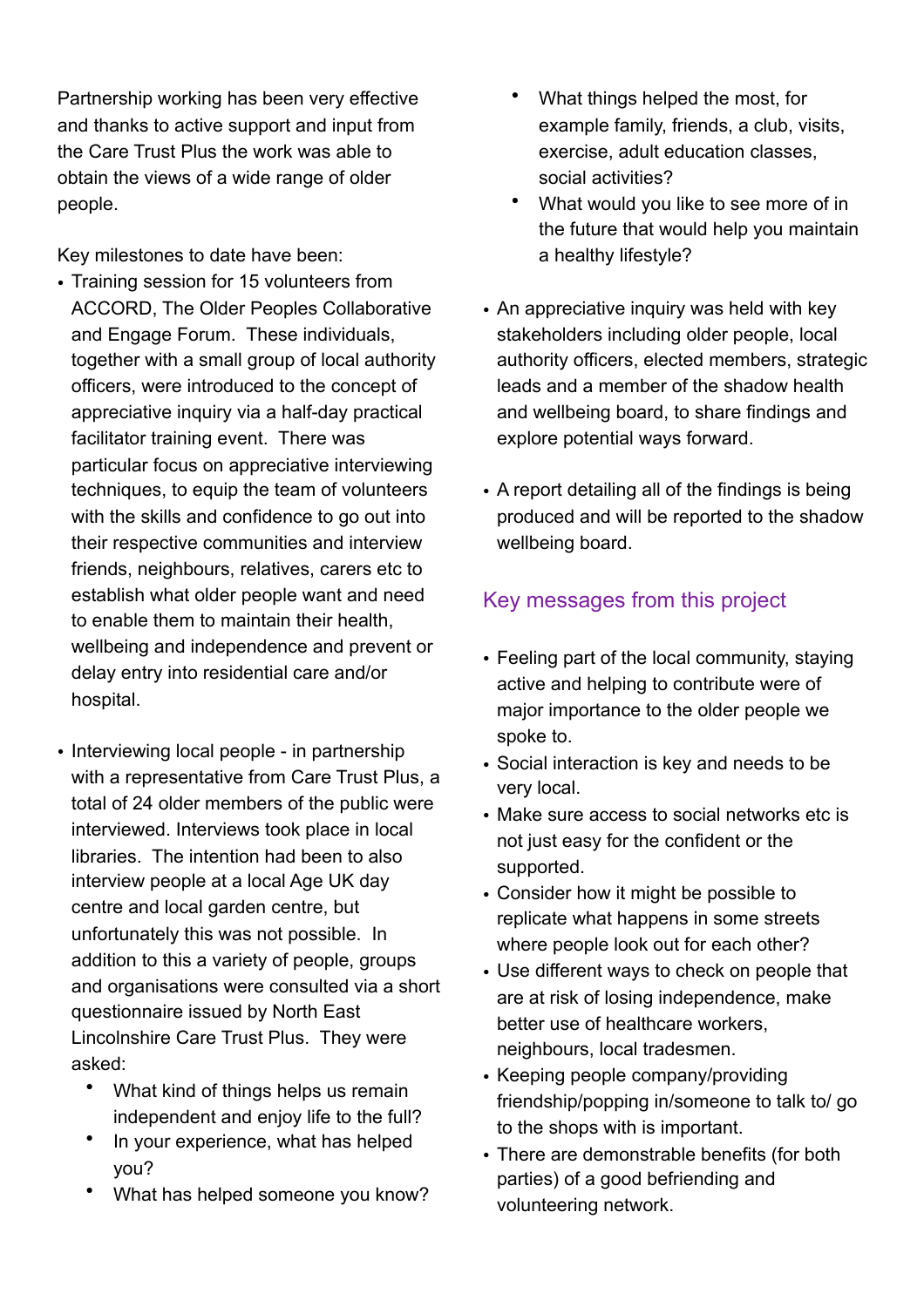Partnership working has been very effective and thanks to active support and input from the Care Trust Plus the work was able to obtain the views of a wide range of older people.

Key milestones to date have been:

- Training session for 15 volunteers from ACCORD, The Older Peoples Collaborative and Engage Forum. These individuals, together with a small group of local authority officers, were introduced to the concept of appreciative inquiry via a half-day practical facilitator training event. There was particular focus on appreciative interviewing techniques, to equip the team of volunteers with the skills and confidence to go out into their respective communities and interview friends, neighbours, relatives, carers etc to establish what older people want and need to enable them to maintain their health, wellbeing and independence and prevent or delay entry into residential care and/or hospital.

- Interviewing local people - in partnership with a representative from Care Trust Plus, a total of 24 older members of the public were interviewed. Interviews took place in local libraries. The intention had been to also interview people at a local Age UK day centre and local garden centre, but unfortunately this was not possible. In addition to this a variety of people, groups and organisations were consulted via a short questionnaire issued by North East Lincolnshire Care Trust Plus. They were asked:
  - What kind of things helps us remain independent and enjoy life to the full?
  - In your experience, what has helped you?
  - What has helped someone you know?
  - What things helped the most, for example family, friends, a club, visits, exercise, adult education classes, social activities?
  - What would you like to see more of in the future that would help you maintain a healthy lifestyle?

- An appreciative inquiry was held with key stakeholders including older people, local authority officers, elected members, strategic leads and a member of the shadow health and wellbeing board, to share findings and explore potential ways forward.

- A report detailing all of the findings is being produced and will be reported to the shadow wellbeing board.

## Key messages from this project

- Feeling part of the local community, staying active and helping to contribute were of major importance to the older people we spoke to.
- Social interaction is key and needs to be very local.
- Make sure access to social networks etc is not just easy for the confident or the supported.
- Consider how it might be possible to replicate what happens in some streets where people look out for each other?
- Use different ways to check on people that are at risk of losing independence, make better use of healthcare workers, neighbours, local tradesmen.
- Keeping people company/providing friendship/popping in/someone to talk to/ go to the shops with is important.
- There are demonstrable benefits (for both parties) of a good befriending and volunteering network.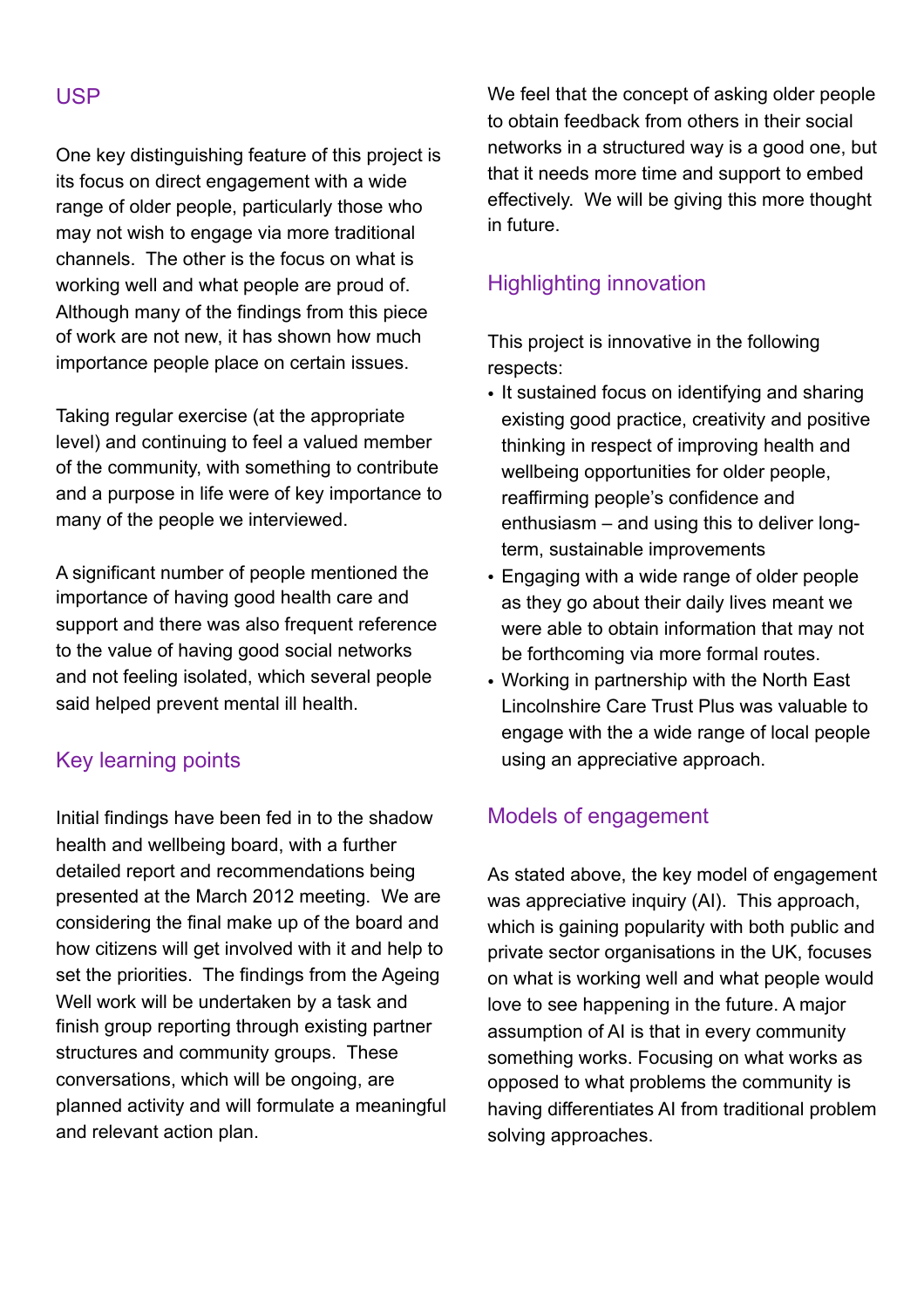## USP

One key distinguishing feature of this project is its focus on direct engagement with a wide range of older people, particularly those who may not wish to engage via more traditional channels. The other is the focus on what is working well and what people are proud of. Although many of the findings from this piece of work are not new, it has shown how much importance people place on certain issues.

Taking regular exercise (at the appropriate level) and continuing to feel a valued member of the community, with something to contribute and a purpose in life were of key importance to many of the people we interviewed.

A significant number of people mentioned the importance of having good health care and support and there was also frequent reference to the value of having good social networks and not feeling isolated, which several people said helped prevent mental ill health.

## Key learning points

Initial findings have been fed in to the shadow health and wellbeing board, with a further detailed report and recommendations being presented at the March 2012 meeting. We are considering the final make up of the board and how citizens will get involved with it and help to set the priorities. The findings from the Ageing Well work will be undertaken by a task and finish group reporting through existing partner structures and community groups. These conversations, which will be ongoing, are planned activity and will formulate a meaningful and relevant action plan.

We feel that the concept of asking older people to obtain feedback from others in their social networks in a structured way is a good one, but that it needs more time and support to embed effectively. We will be giving this more thought in future.

## Highlighting innovation

This project is innovative in the following respects:

- It sustained focus on identifying and sharing existing good practice, creativity and positive thinking in respect of improving health and wellbeing opportunities for older people, reaffirming people's confidence and enthusiasm – and using this to deliver long-term, sustainable improvements
- Engaging with a wide range of older people as they go about their daily lives meant we were able to obtain information that may not be forthcoming via more formal routes.
- Working in partnership with the North East Lincolnshire Care Trust Plus was valuable to engage with the a wide range of local people using an appreciative approach.

## Models of engagement

As stated above, the key model of engagement was appreciative inquiry (AI). This approach, which is gaining popularity with both public and private sector organisations in the UK, focuses on what is working well and what people would love to see happening in the future. A major assumption of AI is that in every community something works. Focusing on what works as opposed to what problems the community is having differentiates AI from traditional problem solving approaches.